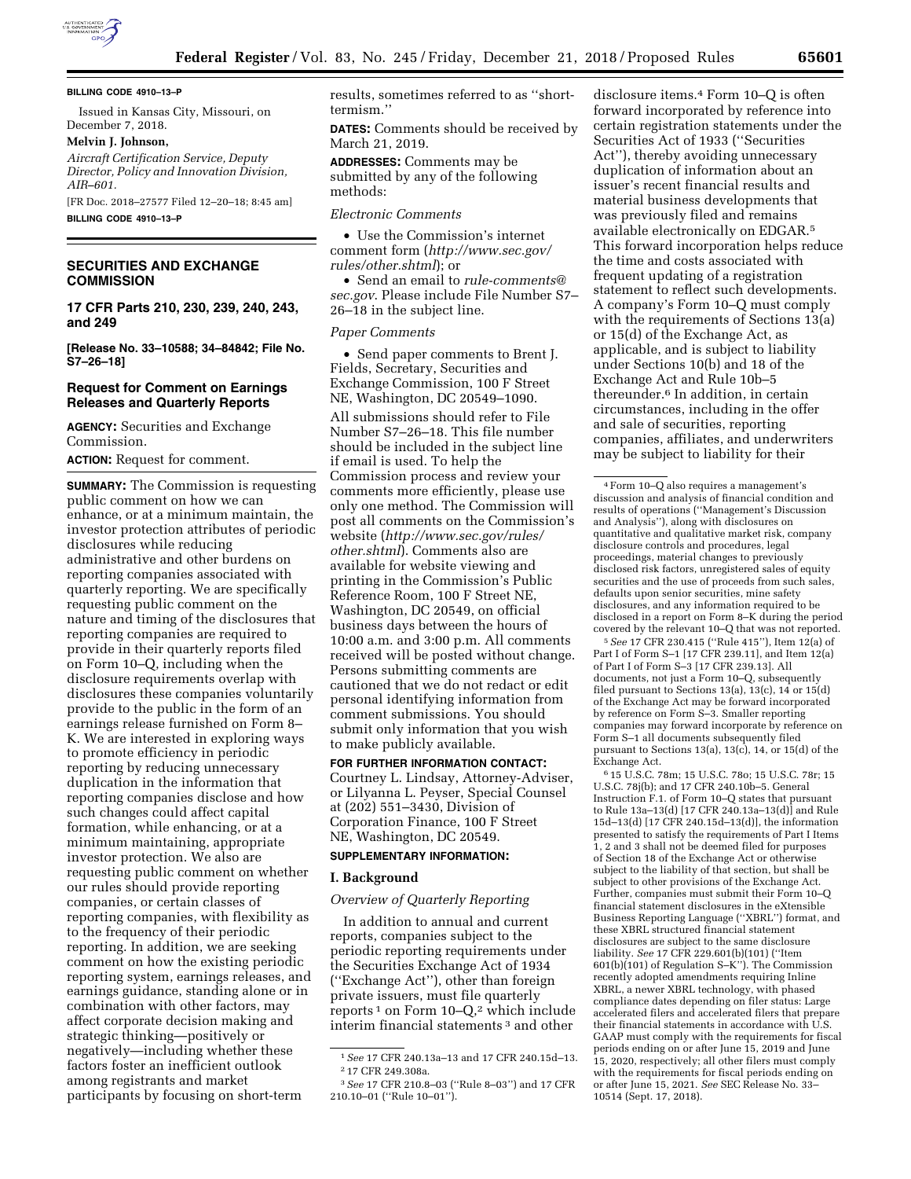BILLING CODE 4910–13–P

Issued in Kansas City, Missouri, on December 7, 2018.

**Melvin J. Johnson,**

*Aircraft Certification Service, Deputy Director, Policy and Innovation Division, AIR–601.*

[FR Doc. 2018–27577 Filed 12–20–18; 8:45 am]

**BILLING CODE 4910–13–P**

## SECURITIES AND EXCHANGE COMMISSION

### 17 CFR Parts 210, 230, 239, 240, 243, and 249

**[Release No. 33–10588; 34–84842; File No. S7–26–18]**

### Request for Comment on Earnings Releases and Quarterly Reports

**AGENCY:** Securities and Exchange Commission.

**ACTION:** Request for comment.

**SUMMARY:** The Commission is requesting public comment on how we can enhance, or at a minimum maintain, the investor protection attributes of periodic disclosures while reducing administrative and other burdens on reporting companies associated with quarterly reporting. We are specifically requesting public comment on the nature and timing of the disclosures that reporting companies are required to provide in their quarterly reports filed on Form 10–Q, including when the disclosure requirements overlap with disclosures these companies voluntarily provide to the public in the form of an earnings release furnished on Form 8–K. We are interested in exploring ways to promote efficiency in periodic reporting by reducing unnecessary duplication in the information that reporting companies disclose and how such changes could affect capital formation, while enhancing, or at a minimum maintaining, appropriate investor protection. We also are requesting public comment on whether our rules should provide reporting companies, or certain classes of reporting companies, with flexibility as to the frequency of their periodic reporting. In addition, we are seeking comment on how the existing periodic reporting system, earnings releases, and earnings guidance, standing alone or in combination with other factors, may affect corporate decision making and strategic thinking—positively or negatively—including whether these factors foster an inefficient outlook among registrants and market participants by focusing on short-term results, sometimes referred to as ''short-termism.''

**DATES:** Comments should be received by March 21, 2019.

**ADDRESSES:** Comments may be submitted by any of the following methods:

*Electronic Comments*

- Use the Commission's internet comment form (*http://www.sec.gov/rules/other.shtml*); or
- Send an email to *rule-comments@sec.gov*. Please include File Number S7–26–18 in the subject line.

*Paper Comments*

- Send paper comments to Brent J. Fields, Secretary, Securities and Exchange Commission, 100 F Street NE, Washington, DC 20549–1090.

All submissions should refer to File Number S7–26–18. This file number should be included in the subject line if email is used. To help the Commission process and review your comments more efficiently, please use only one method. The Commission will post all comments on the Commission's website (*http://www.sec.gov/rules/other.shtml*). Comments also are available for website viewing and printing in the Commission's Public Reference Room, 100 F Street NE, Washington, DC 20549, on official business days between the hours of 10:00 a.m. and 3:00 p.m. All comments received will be posted without change. Persons submitting comments are cautioned that we do not redact or edit personal identifying information from comment submissions. You should submit only information that you wish to make publicly available.

**FOR FURTHER INFORMATION CONTACT:** Courtney L. Lindsay, Attorney-Adviser, or Lilyanna L. Peyser, Special Counsel at (202) 551–3430, Division of Corporation Finance, 100 F Street NE, Washington, DC 20549.

**SUPPLEMENTARY INFORMATION:**

### I. Background

*Overview of Quarterly Reporting*

In addition to annual and current reports, companies subject to the periodic reporting requirements under the Securities Exchange Act of 1934 (''Exchange Act''), other than foreign private issuers, must file quarterly reports [1] on Form 10–Q,[2] which include interim financial statements [3] and other disclosure items.[4] Form 10–Q is often forward incorporated by reference into certain registration statements under the Securities Act of 1933 (''Securities Act''), thereby avoiding unnecessary duplication of information about an issuer's recent financial results and material business developments that was previously filed and remains available electronically on EDGAR.[5] This forward incorporation helps reduce the time and costs associated with frequent updating of a registration statement to reflect such developments. A company's Form 10–Q must comply with the requirements of Sections 13(a) or 15(d) of the Exchange Act, as applicable, and is subject to liability under Sections 10(b) and 18 of the Exchange Act and Rule 10b–5 thereunder.[6] In addition, in certain circumstances, including in the offer and sale of securities, reporting companies, affiliates, and underwriters may be subject to liability for their

---

[1] *See* 17 CFR 240.13a–13 and 17 CFR 240.15d–13.

[2] 17 CFR 249.308a.

[3] *See* 17 CFR 210.8–03 (''Rule 8–03'') and 17 CFR 210.10–01 (''Rule 10–01'').

[4] Form 10–Q also requires a management's discussion and analysis of financial condition and results of operations (''Management's Discussion and Analysis''), along with disclosures on quantitative and qualitative market risk, company disclosure controls and procedures, legal proceedings, material changes to previously disclosed risk factors, unregistered sales of equity securities and the use of proceeds from such sales, defaults upon senior securities, mine safety disclosures, and any information required to be disclosed in a report on Form 8–K during the period covered by the relevant 10–Q that was not reported.

[5] *See* 17 CFR 230.415 (''Rule 415''), Item 12(a) of Part I of Form S–1 [17 CFR 239.11], and Item 12(a) of Part I of Form S–3 [17 CFR 239.13]. All documents, not just a Form 10–Q, subsequently filed pursuant to Sections 13(a), 13(c), 14 or 15(d) of the Exchange Act may be forward incorporated by reference on Form S–3. Smaller reporting companies may forward incorporate by reference on Form S–1 all documents subsequently filed pursuant to Sections 13(a), 13(c), 14, or 15(d) of the Exchange Act.

[6] 15 U.S.C. 78m; 15 U.S.C. 78o; 15 U.S.C. 78r; 15 U.S.C. 78j(b); and 17 CFR 240.10b–5. General Instruction F.1. of Form 10–Q states that pursuant to Rule 13a–13(d) [17 CFR 240.13a–13(d)] and Rule 15d–13(d) [17 CFR 240.15d–13(d)], the information presented to satisfy the requirements of Part I Items 1, 2 and 3 shall not be deemed filed for purposes of Section 18 of the Exchange Act or otherwise subject to the liability of that section, but shall be subject to other provisions of the Exchange Act. Further, companies must submit their Form 10–Q financial statement disclosures in the eXtensible Business Reporting Language (''XBRL'') format, and these XBRL structured financial statement disclosures are subject to the same disclosure liability. *See* 17 CFR 229.601(b)(101) (''Item 601(b)(101) of Regulation S–K''). The Commission recently adopted amendments requiring Inline XBRL, a newer XBRL technology, with phased compliance dates depending on filer status: Large accelerated filers and accelerated filers that prepare their financial statements in accordance with U.S. GAAP must comply with the requirements for fiscal periods ending on or after June 15, 2019 and June 15, 2020, respectively; all other filers must comply with the requirements for fiscal periods ending on or after June 15, 2021. *See* SEC Release No. 33–10514 (Sept. 17, 2018).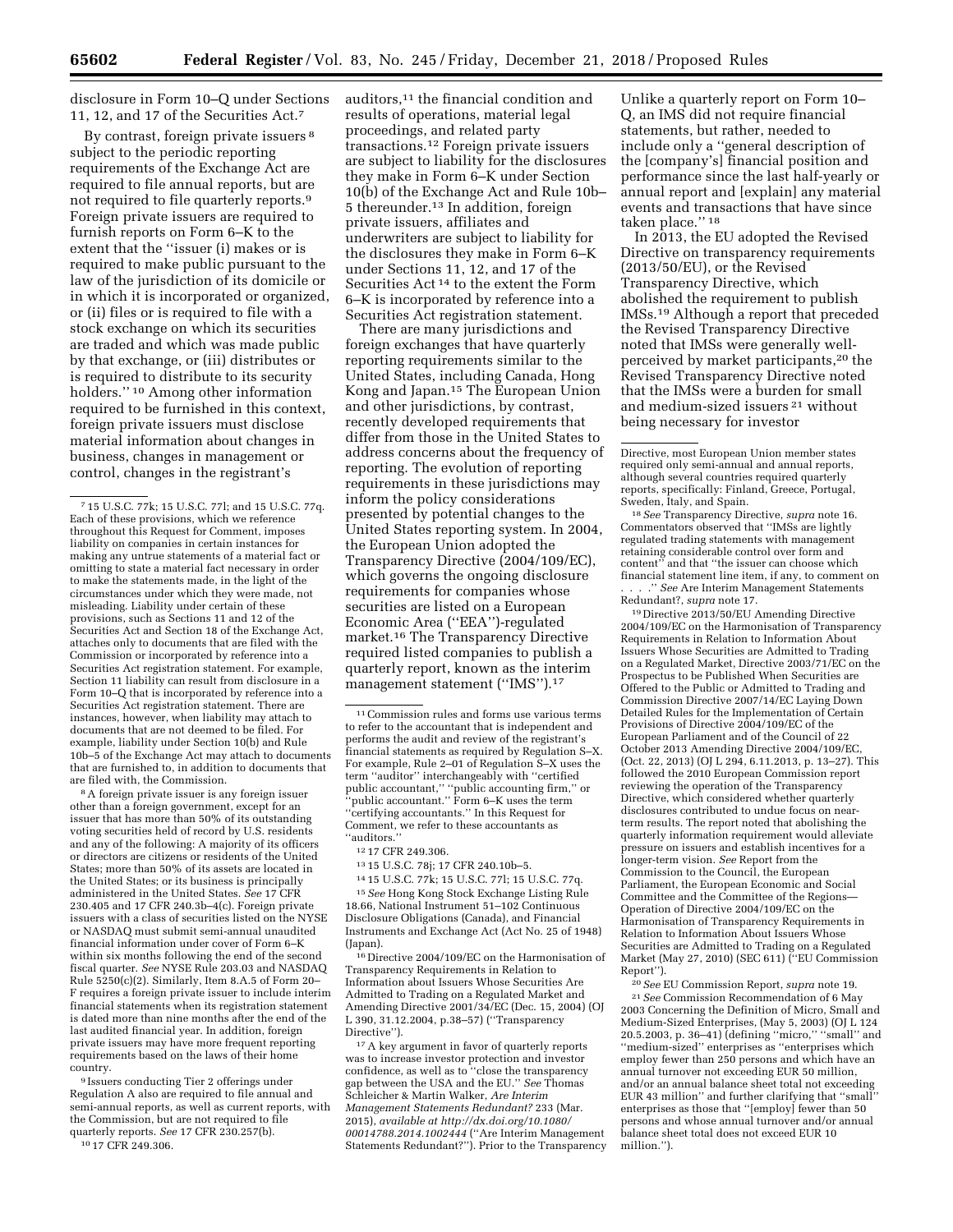disclosure in Form 10–Q under Sections 11, 12, and 17 of the Securities Act.[7]

By contrast, foreign private issuers [8] subject to the periodic reporting requirements of the Exchange Act are required to file annual reports, but are not required to file quarterly reports.[9] Foreign private issuers are required to furnish reports on Form 6–K to the extent that the ''issuer (i) makes or is required to make public pursuant to the law of the jurisdiction of its domicile or in which it is incorporated or organized, or (ii) files or is required to file with a stock exchange on which its securities are traded and which was made public by that exchange, or (iii) distributes or is required to distribute to its security holders.'' [10] Among other information required to be furnished in this context, foreign private issuers must disclose material information about changes in business, changes in management or control, changes in the registrant's auditors,[11] the financial condition and results of operations, material legal proceedings, and related party transactions.[12] Foreign private issuers are subject to liability for the disclosures they make in Form 6–K under Section 10(b) of the Exchange Act and Rule 10b–5 thereunder.[13] In addition, foreign private issuers, affiliates and underwriters are subject to liability for the disclosures they make in Form 6–K under Sections 11, 12, and 17 of the Securities Act [14] to the extent the Form 6–K is incorporated by reference into a Securities Act registration statement.

There are many jurisdictions and foreign exchanges that have quarterly reporting requirements similar to the United States, including Canada, Hong Kong and Japan.[15] The European Union and other jurisdictions, by contrast, recently developed requirements that differ from those in the United States to address concerns about the frequency of reporting. The evolution of reporting requirements in these jurisdictions may inform the policy considerations presented by potential changes to the United States reporting system. In 2004, the European Union adopted the Transparency Directive (2004/109/EC), which governs the ongoing disclosure requirements for companies whose securities are listed on a European Economic Area (''EEA'')-regulated market.[16] The Transparency Directive required listed companies to publish a quarterly report, known as the interim management statement (''IMS'').[17] Unlike a quarterly report on Form 10–Q, an IMS did not require financial statements, but rather, needed to include only a ''general description of the [company's] financial position and performance since the last half-yearly or annual report and [explain] any material events and transactions that have since taken place.'' [18]

In 2013, the EU adopted the Revised Directive on transparency requirements (2013/50/EU), or the Revised Transparency Directive, which abolished the requirement to publish IMSs.[19] Although a report that preceded the Revised Transparency Directive noted that IMSs were generally well-perceived by market participants,[20] the Revised Transparency Directive noted that the IMSs were a burden for small and medium-sized issuers [21] without being necessary for investor

---

[7] 15 U.S.C. 77k; 15 U.S.C. 77l; and 15 U.S.C. 77q. Each of these provisions, which we reference throughout this Request for Comment, imposes liability on companies in certain instances for making any untrue statements of a material fact or omitting to state a material fact necessary in order to make the statements made, in the light of the circumstances under which they were made, not misleading. Liability under certain of these provisions, such as Sections 11 and 12 of the Securities Act and Section 18 of the Exchange Act, attaches only to documents that are filed with the Commission or incorporated by reference into a Securities Act registration statement. For example, Section 11 liability can result from disclosure in a Form 10–Q that is incorporated by reference into a Securities Act registration statement. There are instances, however, when liability may attach to documents that are not deemed to be filed. For example, liability under Section 10(b) and Rule 10b–5 of the Exchange Act may attach to documents that are furnished to, in addition to documents that are filed with, the Commission.

[8] A foreign private issuer is any foreign issuer other than a foreign government, except for an issuer that has more than 50% of its outstanding voting securities held of record by U.S. residents and any of the following: A majority of its officers or directors are citizens or residents of the United States; more than 50% of its assets are located in the United States; or its business is principally administered in the United States. *See* 17 CFR 230.405 and 17 CFR 240.3b–4(c). Foreign private issuers with a class of securities listed on the NYSE or NASDAQ must submit semi-annual unaudited financial information under cover of Form 6–K within six months following the end of the second fiscal quarter. *See* NYSE Rule 203.03 and NASDAQ Rule 5250(c)(2). Similarly, Item 8.A.5 of Form 20–F requires a foreign private issuer to include interim financial statements when its registration statement is dated more than nine months after the end of the last audited financial year. In addition, foreign private issuers may have more frequent reporting requirements based on the laws of their home country.

[9] Issuers conducting Tier 2 offerings under Regulation A also are required to file annual and semi-annual reports, as well as current reports, with the Commission, but are not required to file quarterly reports. *See* 17 CFR 230.257(b).

[10] 17 CFR 249.306.

[11] Commission rules and forms use various terms to refer to the accountant that is independent and performs the audit and review of the registrant's financial statements as required by Regulation S–X. For example, Rule 2–01 of Regulation S–X uses the term ''auditor'' interchangeably with ''certified public accountant,'' ''public accounting firm,'' or ''public accountant.'' Form 6–K uses the term ''certifying accountants.'' In this Request for Comment, we refer to these accountants as ''auditors.''

[12] 17 CFR 249.306.

[13] 15 U.S.C. 78j; 17 CFR 240.10b–5.

[14] 15 U.S.C. 77k; 15 U.S.C. 77l; 15 U.S.C. 77q.

[15] *See* Hong Kong Stock Exchange Listing Rule 18.66, National Instrument 51–102 Continuous Disclosure Obligations (Canada), and Financial Instruments and Exchange Act (Act No. 25 of 1948) (Japan).

[16] Directive 2004/109/EC on the Harmonisation of Transparency Requirements in Relation to Information about Issuers Whose Securities Are Admitted to Trading on a Regulated Market and Amending Directive 2001/34/EC (Dec. 15, 2004) (OJ L 390, 31.12.2004, p.38–57) (''Transparency Directive'').

[17] A key argument in favor of quarterly reports was to increase investor protection and investor confidence, as well as to ''close the transparency gap between the USA and the EU.'' *See* Thomas Schleicher & Martin Walker, *Are Interim Management Statements Redundant?* 233 (Mar. 2015), *available at http://dx.doi.org/10.1080/00014788.2014.1002444* (''Are Interim Management Statements Redundant?''). Prior to the Transparency Directive, most European Union member states required only semi-annual and annual reports, although several countries required quarterly reports, specifically: Finland, Greece, Portugal, Sweden, Italy, and Spain.

[18] *See* Transparency Directive, *supra* note 16. Commentators observed that ''IMSs are lightly regulated trading statements with management retaining considerable control over form and content'' and that ''the issuer can choose which financial statement line item, if any, to comment on . . . .'' *See* Are Interim Management Statements Redundant?, *supra* note 17.

[19] Directive 2013/50/EU Amending Directive 2004/109/EC on the Harmonisation of Transparency Requirements in Relation to Information About Issuers Whose Securities are Admitted to Trading on a Regulated Market, Directive 2003/71/EC on the Prospectus to be Published When Securities are Offered to the Public or Admitted to Trading and Commission Directive 2007/14/EC Laying Down Detailed Rules for the Implementation of Certain Provisions of Directive 2004/109/EC of the European Parliament and of the Council of 22 October 2013 Amending Directive 2004/109/EC, (Oct. 22, 2013) (OJ L 294, 6.11.2013, p. 13–27). This followed the 2010 European Commission report reviewing the operation of the Transparency Directive, which considered whether quarterly disclosures contributed to undue focus on near-term results. The report noted that abolishing the quarterly information requirement would alleviate pressure on issuers and establish incentives for a longer-term vision. *See* Report from the Commission to the Council, the European Parliament, the European Economic and Social Committee and the Committee of the Regions—Operation of Directive 2004/109/EC on the Harmonisation of Transparency Requirements in Relation to Information About Issuers Whose Securities are Admitted to Trading on a Regulated Market (May 27, 2010) (SEC 611) (''EU Commission Report'').

[20] *See* EU Commission Report, *supra* note 19.

[21] *See* Commission Recommendation of 6 May 2003 Concerning the Definition of Micro, Small and Medium-Sized Enterprises, (May 5, 2003) (OJ L 124 20.5.2003, p. 36–41) (defining ''micro,'' ''small'' and ''medium-sized'' enterprises as ''enterprises which employ fewer than 250 persons and which have an annual turnover not exceeding EUR 50 million, and/or an annual balance sheet total not exceeding EUR 43 million'' and further clarifying that ''small'' enterprises as those that ''[employ] fewer than 50 persons and whose annual turnover and/or annual balance sheet total does not exceed EUR 10 million.'').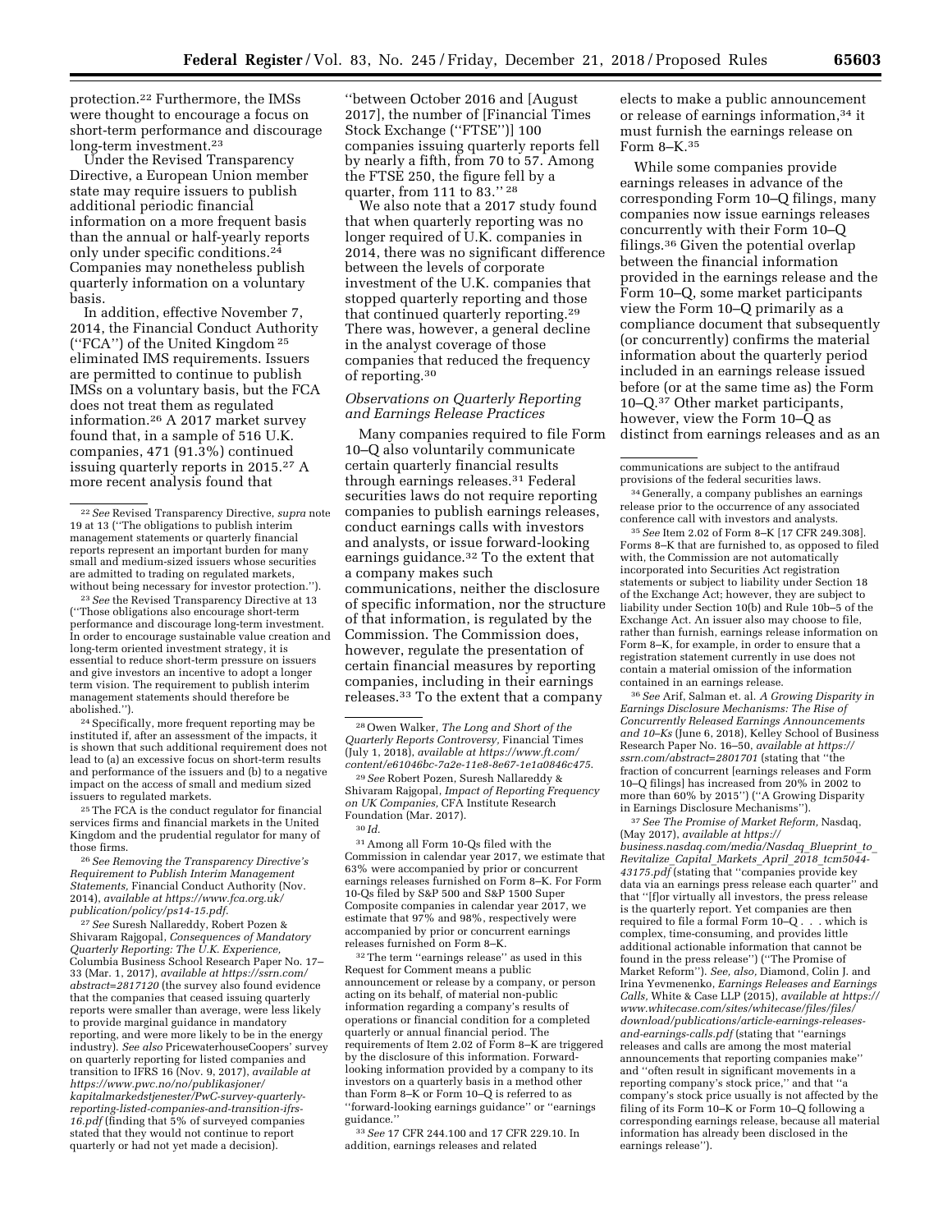protection.[22] Furthermore, the IMSs were thought to encourage a focus on short-term performance and discourage long-term investment.[23]

Under the Revised Transparency Directive, a European Union member state may require issuers to publish additional periodic financial information on a more frequent basis than the annual or half-yearly reports only under specific conditions.[24] Companies may nonetheless publish quarterly information on a voluntary basis.

In addition, effective November 7, 2014, the Financial Conduct Authority (''FCA'') of the United Kingdom [25] eliminated IMS requirements. Issuers are permitted to continue to publish IMSs on a voluntary basis, but the FCA does not treat them as regulated information.[26] A 2017 market survey found that, in a sample of 516 U.K. companies, 471 (91.3%) continued issuing quarterly reports in 2015.[27] A more recent analysis found that ''between October 2016 and [August 2017], the number of [Financial Times Stock Exchange (''FTSE'')] 100 companies issuing quarterly reports fell by nearly a fifth, from 70 to 57. Among the FTSE 250, the figure fell by a quarter, from 111 to 83.'' [28]

We also note that a 2017 study found that when quarterly reporting was no longer required of U.K. companies in 2014, there was no significant difference between the levels of corporate investment of the U.K. companies that stopped quarterly reporting and those that continued quarterly reporting.[29] There was, however, a general decline in the analyst coverage of those companies that reduced the frequency of reporting.[30]

### *Observations on Quarterly Reporting and Earnings Release Practices*

Many companies required to file Form 10–Q also voluntarily communicate certain quarterly financial results through earnings releases.[31] Federal securities laws do not require reporting companies to publish earnings releases, conduct earnings calls with investors and analysts, or issue forward-looking earnings guidance.[32] To the extent that a company makes such communications, neither the disclosure of specific information, nor the structure of that information, is regulated by the Commission. The Commission does, however, regulate the presentation of certain financial measures by reporting companies, including in their earnings releases.[33] To the extent that a company elects to make a public announcement or release of earnings information,[34] it must furnish the earnings release on Form 8–K.[35]

While some companies provide earnings releases in advance of the corresponding Form 10–Q filings, many companies now issue earnings releases concurrently with their Form 10–Q filings.[36] Given the potential overlap between the financial information provided in the earnings release and the Form 10–Q, some market participants view the Form 10–Q primarily as a compliance document that subsequently (or concurrently) confirms the material information about the quarterly period included in an earnings release issued before (or at the same time as) the Form 10–Q.[37] Other market participants, however, view the Form 10–Q as distinct from earnings releases and as an

---

[22] *See* Revised Transparency Directive, *supra* note 19 at 13 (''The obligations to publish interim management statements or quarterly financial reports represent an important burden for many small and medium-sized issuers whose securities are admitted to trading on regulated markets, without being necessary for investor protection.'').

[23] *See* the Revised Transparency Directive at 13 (''Those obligations also encourage short-term performance and discourage long-term investment. In order to encourage sustainable value creation and long-term oriented investment strategy, it is essential to reduce short-term pressure on issuers and give investors an incentive to adopt a longer term vision. The requirement to publish interim management statements should therefore be abolished.'').

[24] Specifically, more frequent reporting may be instituted if, after an assessment of the impacts, it is shown that such additional requirement does not lead to (a) an excessive focus on short-term results and performance of the issuers and (b) to a negative impact on the access of small and medium sized issuers to regulated markets.

[25] The FCA is the conduct regulator for financial services firms and financial markets in the United Kingdom and the prudential regulator for many of those firms.

[26] *See Removing the Transparency Directive's Requirement to Publish Interim Management Statements,* Financial Conduct Authority (Nov. 2014), *available at https://www.fca.org.uk/publication/policy/ps14-15.pdf.*

[27] *See* Suresh Nallareddy, Robert Pozen & Shivaram Rajgopal, *Consequences of Mandatory Quarterly Reporting: The U.K. Experience,* Columbia Business School Research Paper No. 17–33 (Mar. 1, 2017), *available at https://ssrn.com/abstract=2817120* (the survey also found evidence that the companies that ceased issuing quarterly reports were smaller than average, were less likely to provide marginal guidance in mandatory reporting, and were more likely to be in the energy industry). *See also* PricewaterhouseCoopers' survey on quarterly reporting for listed companies and transition to IFRS 16 (Nov. 9, 2017), *available at https://www.pwc.no/no/publikasjoner/kapitalmarkedstjenester/PwC-survey-quarterly-reporting-listed-companies-and-transition-ifrs-16.pdf* (finding that 5% of surveyed companies stated that they would not continue to report quarterly or had not yet made a decision).

[28] Owen Walker, *The Long and Short of the Quarterly Reports Controversy,* Financial Times (July 1, 2018), *available at https://www.ft.com/content/e61046bc-7a2e-11e8-8e67-1e1a0846c475.*

[29] *See* Robert Pozen, Suresh Nallareddy & Shivaram Rajgopal, *Impact of Reporting Frequency on UK Companies,* CFA Institute Research Foundation (Mar. 2017).

[30] *Id.*

[31] Among all Form 10-Qs filed with the Commission in calendar year 2017, we estimate that 63% were accompanied by prior or concurrent earnings releases furnished on Form 8–K. For Form 10-Qs filed by S&P 500 and S&P 1500 Super Composite companies in calendar year 2017, we estimate that 97% and 98%, respectively were accompanied by prior or concurrent earnings releases furnished on Form 8–K.

[32] The term ''earnings release'' as used in this Request for Comment means a public announcement or release by a company, or person acting on its behalf, of material non-public information regarding a company's results of operations or financial condition for a completed quarterly or annual financial period. The requirements of Item 2.02 of Form 8–K are triggered by the disclosure of this information. Forward-looking information provided by a company to its investors on a quarterly basis in a method other than Form 8–K or Form 10–Q is referred to as ''forward-looking earnings guidance'' or ''earnings guidance.''

[33] *See* 17 CFR 244.100 and 17 CFR 229.10. In addition, earnings releases and related communications are subject to the antifraud provisions of the federal securities laws.

[34] Generally, a company publishes an earnings release prior to the occurrence of any associated conference call with investors and analysts.

[35] *See* Item 2.02 of Form 8–K [17 CFR 249.308]. Forms 8–K that are furnished to, as opposed to filed with, the Commission are not automatically incorporated into Securities Act registration statements or subject to liability under Section 18 of the Exchange Act; however, they are subject to liability under Section 10(b) and Rule 10b–5 of the Exchange Act. An issuer also may choose to file, rather than furnish, earnings release information on Form 8–K, for example, in order to ensure that a registration statement currently in use does not contain a material omission of the information contained in an earnings release.

[36] *See* Arif, Salman et. al. *A Growing Disparity in Earnings Disclosure Mechanisms: The Rise of Concurrently Released Earnings Announcements and 10–Ks* (June 6, 2018), Kelley School of Business Research Paper No. 16–50, *available at https://ssrn.com/abstract=2801701* (stating that ''the fraction of concurrent [earnings releases and Form 10–Q filings] has increased from 20% in 2002 to more than 60% by 2015'') (''A Growing Disparity in Earnings Disclosure Mechanisms'').

[37] *See The Promise of Market Reform,* Nasdaq, (May 2017), *available at https://business.nasdaq.com/media/Nasdaq_Blueprint_to_Revitalize_Capital_Markets_April_2018_tcm5044-43175.pdf* (stating that ''companies provide key data via an earnings press release each quarter'' and that ''[f]or virtually all investors, the press release is the quarterly report. Yet companies are then required to file a formal Form 10–Q . . . which is complex, time-consuming, and provides little additional actionable information that cannot be found in the press release'') (''The Promise of Market Reform''). *See, also,* Diamond, Colin J. and Irina Yevmenenko, *Earnings Releases and Earnings Calls,* White & Case LLP (2015), *available at https://www.whitecase.com/sites/whitecase/files/files/download/publications/article-earnings-releases-and-earnings-calls.pdf* (stating that ''earnings releases and calls are among the most material announcements that reporting companies make'' and ''often result in significant movements in a reporting company's stock price,'' and that ''a company's stock price usually is not affected by the filing of its Form 10–K or Form 10–Q following a corresponding earnings release, because all material information has already been disclosed in the earnings release'').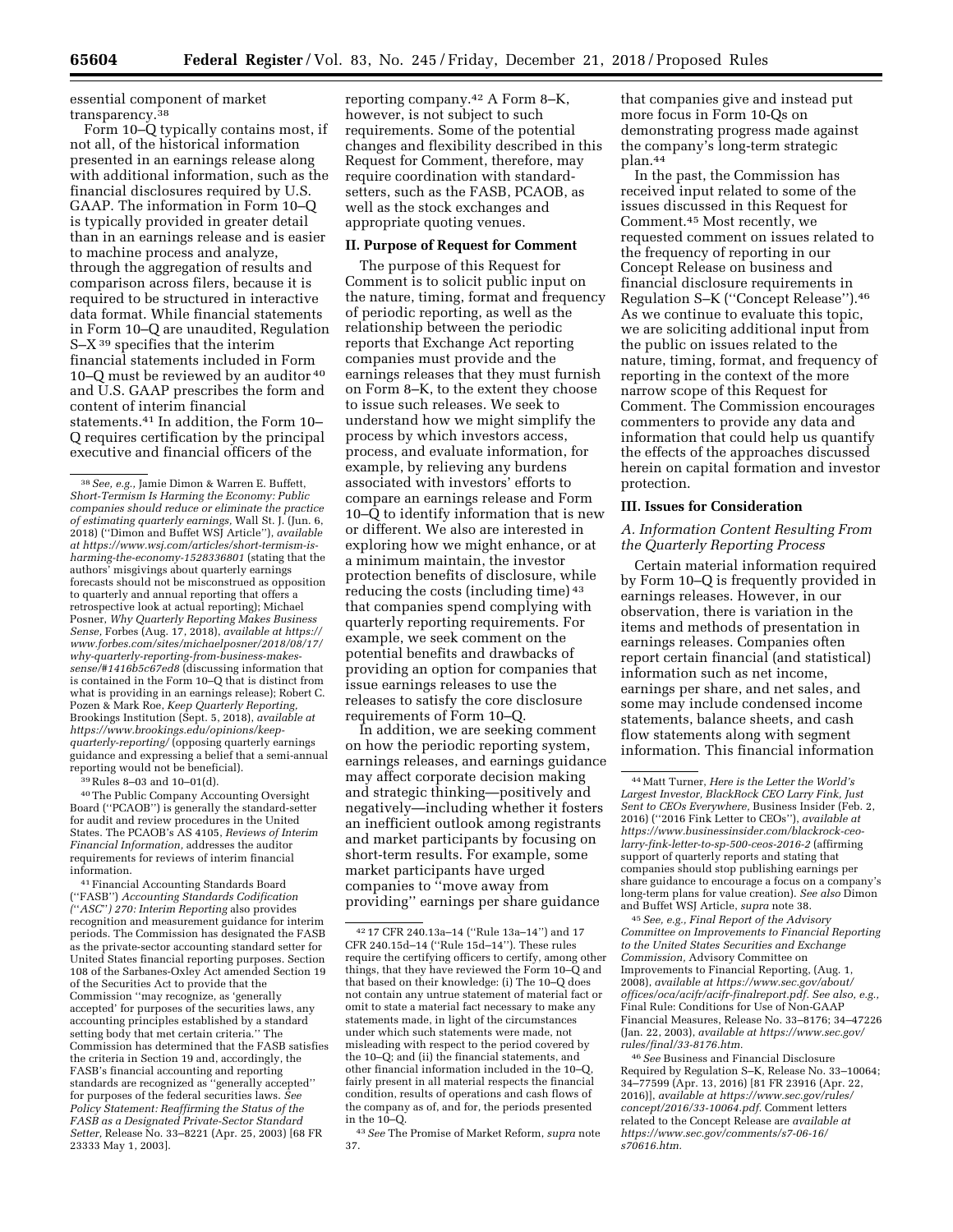essential component of market transparency.[38]

Form 10–Q typically contains most, if not all, of the historical information presented in an earnings release along with additional information, such as the financial disclosures required by U.S. GAAP. The information in Form 10–Q is typically provided in greater detail than in an earnings release and is easier to machine process and analyze, through the aggregation of results and comparison across filers, because it is required to be structured in interactive data format. While financial statements in Form 10–Q are unaudited, Regulation S–X[39] specifies that the interim financial statements included in Form 10–Q must be reviewed by an auditor[40] and U.S. GAAP prescribes the form and content of interim financial statements.[41] In addition, the Form 10–Q requires certification by the principal executive and financial officers of the reporting company.[42] A Form 8–K, however, is not subject to such requirements. Some of the potential changes and flexibility described in this Request for Comment, therefore, may require coordination with standard-setters, such as the FASB, PCAOB, as well as the stock exchanges and appropriate quoting venues.

## II. Purpose of Request for Comment

The purpose of this Request for Comment is to solicit public input on the nature, timing, format and frequency of periodic reporting, as well as the relationship between the periodic reports that Exchange Act reporting companies must provide and the earnings releases that they must furnish on Form 8–K, to the extent they choose to issue such releases. We seek to understand how we might simplify the process by which investors access, process, and evaluate information, for example, by relieving any burdens associated with investors' efforts to compare an earnings release and Form 10–Q to identify information that is new or different. We also are interested in exploring how we might enhance, or at a minimum maintain, the investor protection benefits of disclosure, while reducing the costs (including time)[43] that companies spend complying with quarterly reporting requirements. For example, we seek comment on the potential benefits and drawbacks of providing an option for companies that issue earnings releases to use the releases to satisfy the core disclosure requirements of Form 10–Q.

In addition, we are seeking comment on how the periodic reporting system, earnings releases, and earnings guidance may affect corporate decision making and strategic thinking—positively and negatively—including whether it fosters an inefficient outlook among registrants and market participants by focusing on short-term results. For example, some market participants have urged companies to "move away from providing" earnings per share guidance that companies give and instead put more focus in Form 10-Qs on demonstrating progress made against the company's long-term strategic plan.[44]

In the past, the Commission has received input related to some of the issues discussed in this Request for Comment.[45] Most recently, we requested comment on issues related to the frequency of reporting in our Concept Release on business and financial disclosure requirements in Regulation S–K ("Concept Release").[46] As we continue to evaluate this topic, we are soliciting additional input from the public on issues related to the nature, timing, format, and frequency of reporting in the context of the more narrow scope of this Request for Comment. The Commission encourages commenters to provide any data and information that could help us quantify the effects of the approaches discussed herein on capital formation and investor protection.

## III. Issues for Consideration

### *A. Information Content Resulting From the Quarterly Reporting Process*

Certain material information required by Form 10–Q is frequently provided in earnings releases. However, in our observation, there is variation in the items and methods of presentation in earnings releases. Companies often report certain financial (and statistical) information such as net income, earnings per share, and net sales, and some may include condensed income statements, balance sheets, and cash flow statements along with segment information. This financial information

---

[38] *See, e.g.,* Jamie Dimon & Warren E. Buffett, *Short-Termism Is Harming the Economy: Public companies should reduce or eliminate the practice of estimating quarterly earnings,* Wall St. J. (Jun. 6, 2018) ("Dimon and Buffet WSJ Article"), *available at https://www.wsj.com/articles/short-termism-is-harming-the-economy-1528336801* (stating that the authors' misgivings about quarterly earnings forecasts should not be misconstrued as opposition to quarterly and annual reporting that offers a retrospective look at actual reporting); Michael Posner, *Why Quarterly Reporting Makes Business Sense,* Forbes (Aug. 17, 2018), *available at https://www.forbes.com/sites/michaelposner/2018/08/17/why-quarterly-reporting-from-business-makes-sense/#1416b5c67ed8* (discussing information that is contained in the Form 10–Q that is distinct from what is providing in an earnings release); Robert C. Pozen & Mark Roe, *Keep Quarterly Reporting,* Brookings Institution (Sept. 5, 2018), *available at https://www.brookings.edu/opinions/keep-quarterly-reporting/* (opposing quarterly earnings guidance and expressing a belief that a semi-annual reporting would not be beneficial).

[39] Rules 8–03 and 10–01(d).

[40] The Public Company Accounting Oversight Board ("PCAOB") is generally the standard-setter for audit and review procedures in the United States. The PCAOB's AS 4105, *Reviews of Interim Financial Information,* addresses the auditor requirements for reviews of interim financial information.

[41] Financial Accounting Standards Board ("FASB") *Accounting Standards Codification ("ASC") 270: Interim Reporting* also provides recognition and measurement guidance for interim periods. The Commission has designated the FASB as the private-sector accounting standard setter for United States financial reporting purposes. Section 108 of the Sarbanes-Oxley Act amended Section 19 of the Securities Act to provide that the Commission "may recognize, as 'generally accepted' for purposes of the securities laws, any accounting principles established by a standard setting body that met certain criteria." The Commission has determined that the FASB satisfies the criteria in Section 19 and, accordingly, the FASB's financial accounting and reporting standards are recognized as "generally accepted" for purposes of the federal securities laws. *See Policy Statement: Reaffirming the Status of the FASB as a Designated Private-Sector Standard Setter,* Release No. 33–8221 (Apr. 25, 2003) [68 FR 23333 May 1, 2003].

[42] 17 CFR 240.13a–14 ("Rule 13a–14") and 17 CFR 240.15d–14 ("Rule 15d–14"). These rules require the certifying officers to certify, among other things, that they have reviewed the Form 10–Q and that based on their knowledge: (i) The 10–Q does not contain any untrue statement of material fact or omit to state a material fact necessary to make any statements made, in light of the circumstances under which such statements were made, not misleading with respect to the period covered by the 10–Q; and (ii) the financial statements, and other financial information included in the 10–Q, fairly present in all material respects the financial condition, results of operations and cash flows of the company as of, and for, the periods presented in the 10–Q.

[43] *See* The Promise of Market Reform, *supra* note 37.

[44] Matt Turner, *Here is the Letter the World's Largest Investor, BlackRock CEO Larry Fink, Just Sent to CEOs Everywhere,* Business Insider (Feb. 2, 2016) ("2016 Fink Letter to CEOs"), *available at https://www.businessinsider.com/blackrock-ceo-larry-fink-letter-to-sp-500-ceos-2016-2* (affirming support of quarterly reports and stating that companies should stop publishing earnings per share guidance to encourage a focus on a company's long-term plans for value creation). *See also* Dimon and Buffet WSJ Article, *supra* note 38.

[45] *See, e.g., Final Report of the Advisory Committee on Improvements to Financial Reporting to the United States Securities and Exchange Commission,* Advisory Committee on Improvements to Financial Reporting, (Aug. 1, 2008), *available at https://www.sec.gov/about/offices/oca/acifr/acifr-finalreport.pdf. See also, e.g.,* Final Rule: Conditions for Use of Non-GAAP Financial Measures, Release No. 33–8176; 34–47226 (Jan. 22, 2003), *available at https://www.sec.gov/rules/final/33-8176.htm.*

[46] *See* Business and Financial Disclosure Required by Regulation S–K, Release No. 33–10064; 34–77599 (Apr. 13, 2016) [81 FR 23916 (Apr. 22, 2016)], *available at https://www.sec.gov/rules/concept/2016/33-10064.pdf.* Comment letters related to the Concept Release are *available at https://www.sec.gov/comments/s7-06-16/s70616.htm.*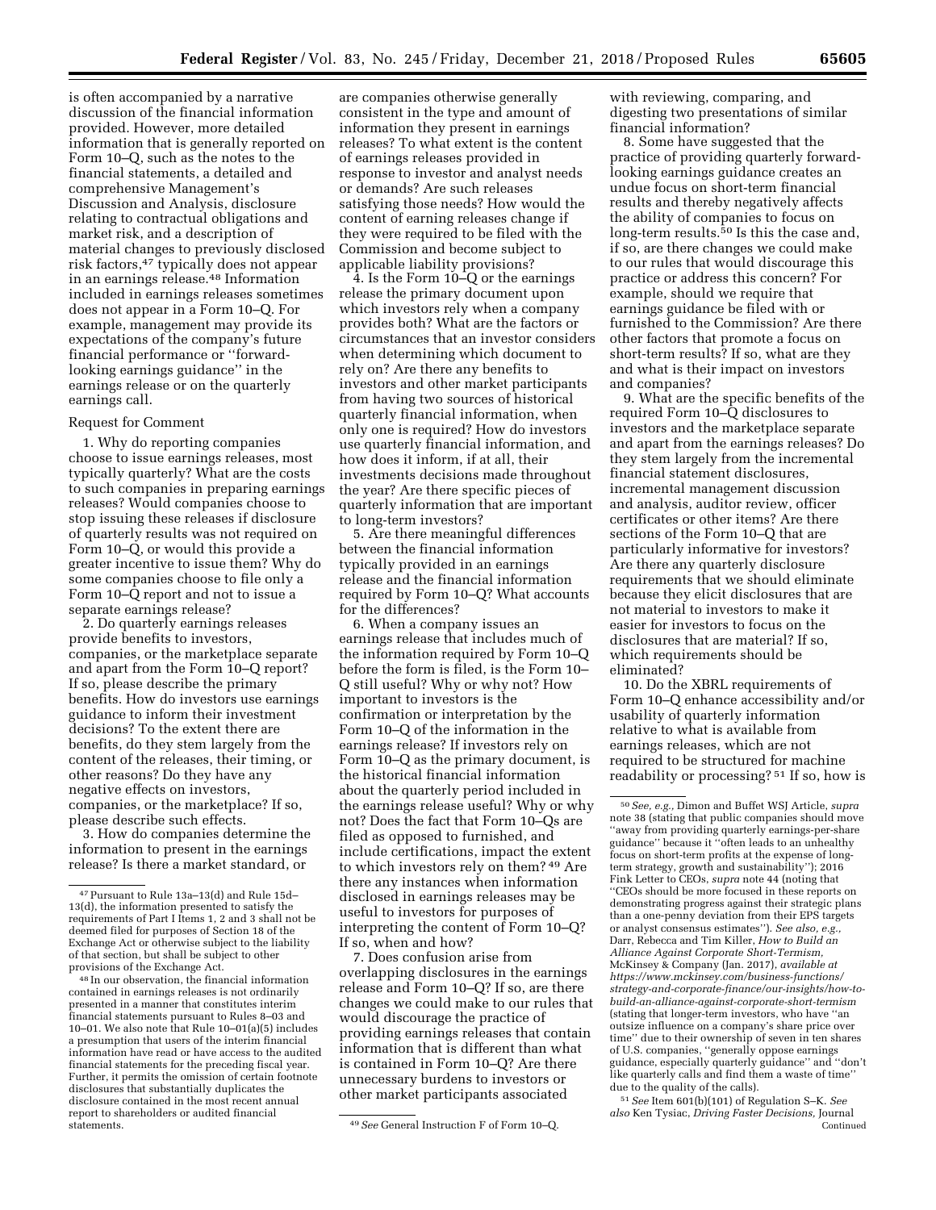is often accompanied by a narrative discussion of the financial information provided. However, more detailed information that is generally reported on Form 10–Q, such as the notes to the financial statements, a detailed and comprehensive Management's Discussion and Analysis, disclosure relating to contractual obligations and market risk, and a description of material changes to previously disclosed risk factors,[47] typically does not appear in an earnings release.[48] Information included in earnings releases sometimes does not appear in a Form 10–Q. For example, management may provide its expectations of the company's future financial performance or ''forward-looking earnings guidance'' in the earnings release or on the quarterly earnings call.

Request for Comment

1. Why do reporting companies choose to issue earnings releases, most typically quarterly? What are the costs to such companies in preparing earnings releases? Would companies choose to stop issuing these releases if disclosure of quarterly results was not required on Form 10–Q, or would this provide a greater incentive to issue them? Why do some companies choose to file only a Form 10–Q report and not to issue a separate earnings release?

2. Do quarterly earnings releases provide benefits to investors, companies, or the marketplace separate and apart from the Form 10–Q report? If so, please describe the primary benefits. How do investors use earnings guidance to inform their investment decisions? To the extent there are benefits, do they stem largely from the content of the releases, their timing, or other reasons? Do they have any negative effects on investors, companies, or the marketplace? If so, please describe such effects.

3. How do companies determine the information to present in the earnings release? Is there a market standard, or are companies otherwise generally consistent in the type and amount of information they present in earnings releases? To what extent is the content of earnings releases provided in response to investor and analyst needs or demands? Are such releases satisfying those needs? How would the content of earning releases change if they were required to be filed with the Commission and become subject to applicable liability provisions?

4. Is the Form 10–Q or the earnings release the primary document upon which investors rely when a company provides both? What are the factors or circumstances that an investor considers when determining which document to rely on? Are there any benefits to investors and other market participants from having two sources of historical quarterly financial information, when only one is required? How do investors use quarterly financial information, and how does it inform, if at all, their investments decisions made throughout the year? Are there specific pieces of quarterly information that are important to long-term investors?

5. Are there meaningful differences between the financial information typically provided in an earnings release and the financial information required by Form 10–Q? What accounts for the differences?

6. When a company issues an earnings release that includes much of the information required by Form 10–Q before the form is filed, is the Form 10–Q still useful? Why or why not? How important to investors is the confirmation or interpretation by the Form 10–Q of the information in the earnings release? If investors rely on Form 10–Q as the primary document, is the historical financial information about the quarterly period included in the earnings release useful? Why or why not? Does the fact that Form 10–Qs are filed as opposed to furnished, and include certifications, impact the extent to which investors rely on them?[49] Are there any instances when information disclosed in earnings releases may be useful to investors for purposes of interpreting the content of Form 10–Q? If so, when and how?

7. Does confusion arise from overlapping disclosures in the earnings release and Form 10–Q? If so, are there changes we could make to our rules that would discourage the practice of providing earnings releases that contain information that is different than what is contained in Form 10–Q? Are there unnecessary burdens to investors or other market participants associated with reviewing, comparing, and digesting two presentations of similar financial information?

8. Some have suggested that the practice of providing quarterly forward-looking earnings guidance creates an undue focus on short-term financial results and thereby negatively affects the ability of companies to focus on long-term results.[50] Is this the case and, if so, are there changes we could make to our rules that would discourage this practice or address this concern? For example, should we require that earnings guidance be filed with or furnished to the Commission? Are there other factors that promote a focus on short-term results? If so, what are they and what is their impact on investors and companies?

9. What are the specific benefits of the required Form 10–Q disclosures to investors and the marketplace separate and apart from the earnings releases? Do they stem largely from the incremental financial statement disclosures, incremental management discussion and analysis, auditor review, officer certificates or other items? Are there sections of the Form 10–Q that are particularly informative for investors? Are there any quarterly disclosure requirements that we should eliminate because they elicit disclosures that are not material to investors to make it easier for investors to focus on the disclosures that are material? If so, which requirements should be eliminated?

10. Do the XBRL requirements of Form 10–Q enhance accessibility and/or usability of quarterly information relative to what is available from earnings releases, which are not required to be structured for machine readability or processing?[51] If so, how is

---

[47] Pursuant to Rule 13a–13(d) and Rule 15d–13(d), the information presented to satisfy the requirements of Part I Items 1, 2 and 3 shall not be deemed filed for purposes of Section 18 of the Exchange Act or otherwise subject to the liability of that section, but shall be subject to other provisions of the Exchange Act.

[48] In our observation, the financial information contained in earnings releases is not ordinarily presented in a manner that constitutes interim financial statements pursuant to Rules 8–03 and 10–01. We also note that Rule 10–01(a)(5) includes a presumption that users of the interim financial information have read or have access to the audited financial statements for the preceding fiscal year. Further, it permits the omission of certain footnote disclosures that substantially duplicates the disclosure contained in the most recent annual report to shareholders or audited financial statements.

[49] *See* General Instruction F of Form 10–Q.

[50] *See, e.g.,* Dimon and Buffet WSJ Article, *supra* note 38 (stating that public companies should move ''away from providing quarterly earnings-per-share guidance'' because it ''often leads to an unhealthy focus on short-term profits at the expense of long-term strategy, growth and sustainability''); 2016 Fink Letter to CEOs, *supra* note 44 (noting that ''CEOs should be more focused in these reports on demonstrating progress against their strategic plans than a one-penny deviation from their EPS targets or analyst consensus estimates''). *See also, e.g.,* Darr, Rebecca and Tim Killer, *How to Build an Alliance Against Corporate Short-Termism,* McKinsey & Company (Jan. 2017), *available at https://www.mckinsey.com/business-functions/strategy-and-corporate-finance/our-insights/how-to-build-an-alliance-against-corporate-short-termism* (stating that longer-term investors, who have ''an outsize influence on a company's share price over time'' due to their ownership of seven in ten shares of U.S. companies, ''generally oppose earnings guidance, especially quarterly guidance'' and ''don't like quarterly calls and find them a waste of time'' due to the quality of the calls).

[51] *See* Item 601(b)(101) of Regulation S–K. *See also* Ken Tysiac, *Driving Faster Decisions,* Journal Continued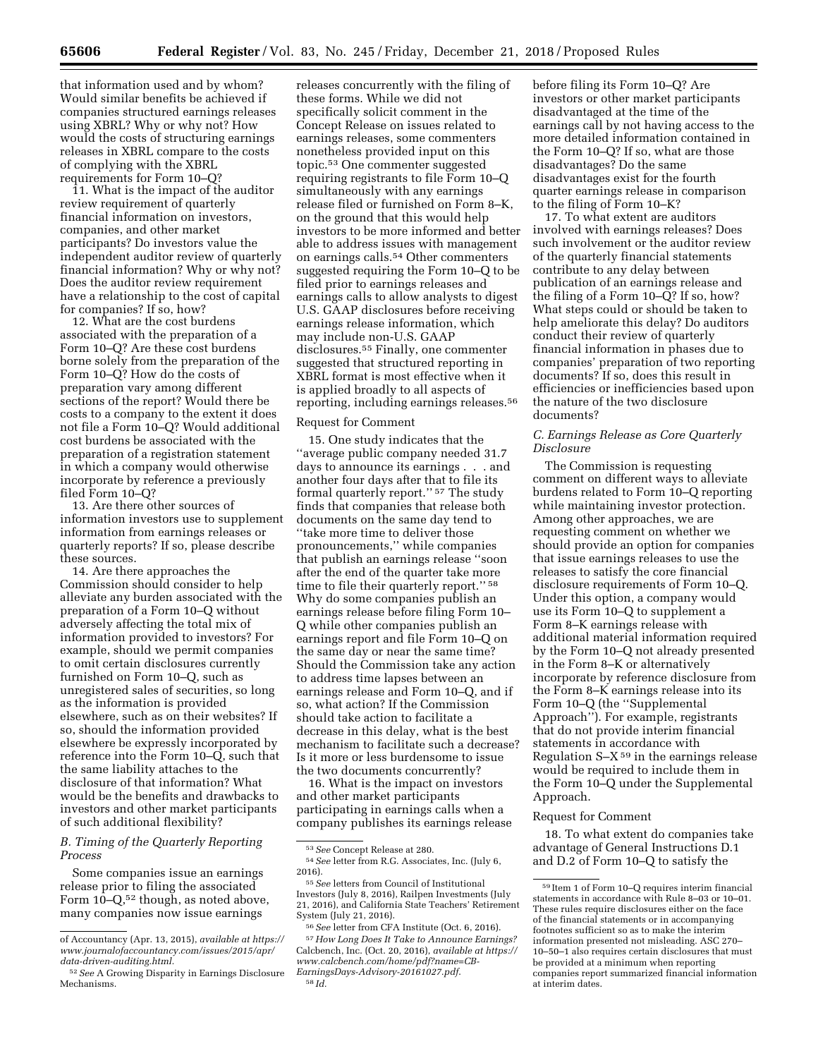that information used and by whom? Would similar benefits be achieved if companies structured earnings releases using XBRL? Why or why not? How would the costs of structuring earnings releases in XBRL compare to the costs of complying with the XBRL requirements for Form 10–Q?

11. What is the impact of the auditor review requirement of quarterly financial information on investors, companies, and other market participants? Do investors value the independent auditor review of quarterly financial information? Why or why not? Does the auditor review requirement have a relationship to the cost of capital for companies? If so, how?

12. What are the cost burdens associated with the preparation of a Form 10–Q? Are these cost burdens borne solely from the preparation of the Form 10–Q? How do the costs of preparation vary among different sections of the report? Would there be costs to a company to the extent it does not file a Form 10–Q? Would additional cost burdens be associated with the preparation of a registration statement in which a company would otherwise incorporate by reference a previously filed Form 10–Q?

13. Are there other sources of information investors use to supplement information from earnings releases or quarterly reports? If so, please describe these sources.

14. Are there approaches the Commission should consider to help alleviate any burden associated with the preparation of a Form 10–Q without adversely affecting the total mix of information provided to investors? For example, should we permit companies to omit certain disclosures currently furnished on Form 10–Q, such as unregistered sales of securities, so long as the information is provided elsewhere, such as on their websites? If so, should the information provided elsewhere be expressly incorporated by reference into the Form 10–Q, such that the same liability attaches to the disclosure of that information? What would be the benefits and drawbacks to investors and other market participants of such additional flexibility?

### *B. Timing of the Quarterly Reporting Process*

Some companies issue an earnings release prior to filing the associated Form 10–Q,[52] though, as noted above, many companies now issue earnings releases concurrently with the filing of these forms. While we did not specifically solicit comment in the Concept Release on issues related to earnings releases, some commenters nonetheless provided input on this topic.[53] One commenter suggested requiring registrants to file Form 10–Q simultaneously with any earnings release filed or furnished on Form 8–K, on the ground that this would help investors to be more informed and better able to address issues with management on earnings calls.[54] Other commenters suggested requiring the Form 10–Q to be filed prior to earnings releases and earnings calls to allow analysts to digest U.S. GAAP disclosures before receiving earnings release information, which may include non-U.S. GAAP disclosures.[55] Finally, one commenter suggested that structured reporting in XBRL format is most effective when it is applied broadly to all aspects of reporting, including earnings releases.[56]

Request for Comment

15. One study indicates that the ''average public company needed 31.7 days to announce its earnings . . . and another four days after that to file its formal quarterly report.'' [57] The study finds that companies that release both documents on the same day tend to ''take more time to deliver those pronouncements,'' while companies that publish an earnings release ''soon after the end of the quarter take more time to file their quarterly report.'' [58] Why do some companies publish an earnings release before filing Form 10–Q while other companies publish an earnings report and file Form 10–Q on the same day or near the same time? Should the Commission take any action to address time lapses between an earnings release and Form 10–Q, and if so, what action? If the Commission should take action to facilitate a decrease in this delay, what is the best mechanism to facilitate such a decrease? Is it more or less burdensome to issue the two documents concurrently?

16. What is the impact on investors and other market participants participating in earnings calls when a company publishes its earnings release before filing its Form 10–Q? Are investors or other market participants disadvantaged at the time of the earnings call by not having access to the more detailed information contained in the Form 10–Q? If so, what are those disadvantages? Do the same disadvantages exist for the fourth quarter earnings release in comparison to the filing of Form 10–K?

17. To what extent are auditors involved with earnings releases? Does such involvement or the auditor review of the quarterly financial statements contribute to any delay between publication of an earnings release and the filing of a Form 10–Q? If so, how? What steps could or should be taken to help ameliorate this delay? Do auditors conduct their review of quarterly financial information in phases due to companies' preparation of two reporting documents? If so, does this result in efficiencies or inefficiencies based upon the nature of the two disclosure documents?

### *C. Earnings Release as Core Quarterly Disclosure*

The Commission is requesting comment on different ways to alleviate burdens related to Form 10–Q reporting while maintaining investor protection. Among other approaches, we are requesting comment on whether we should provide an option for companies that issue earnings releases to use the releases to satisfy the core financial disclosure requirements of Form 10–Q. Under this option, a company would use its Form 10–Q to supplement a Form 8–K earnings release with additional material information required by the Form 10–Q not already presented in the Form 8–K or alternatively incorporate by reference disclosure from the Form 8–K earnings release into its Form 10–Q (the ''Supplemental Approach''). For example, registrants that do not provide interim financial statements in accordance with Regulation S–X[59] in the earnings release would be required to include them in the Form 10–Q under the Supplemental Approach.

Request for Comment

18. To what extent do companies take advantage of General Instructions D.1 and D.2 of Form 10–Q to satisfy the

---

of Accountancy (Apr. 13, 2015), *available at https://www.journalofaccountancy.com/issues/2015/apr/data-driven-auditing.html.*

[52] *See* A Growing Disparity in Earnings Disclosure Mechanisms.

[53] *See* Concept Release at 280.

[54] *See* letter from R.G. Associates, Inc. (July 6, 2016).

[55] *See* letters from Council of Institutional Investors (July 8, 2016), Railpen Investments (July 21, 2016), and California State Teachers' Retirement System (July 21, 2016).

[56] *See* letter from CFA Institute (Oct. 6, 2016).

[57] *How Long Does It Take to Announce Earnings?* Calcbench, Inc. (Oct. 20, 2016), *available at https://www.calcbench.com/home/pdf?name=CB-EarningsDays-Advisory-20161027.pdf.*

[58] *Id.*

[59] Item 1 of Form 10–Q requires interim financial statements in accordance with Rule 8–03 or 10–01. These rules require disclosures either on the face of the financial statements or in accompanying footnotes sufficient so as to make the interim information presented not misleading. ASC 270–10–50–1 also requires certain disclosures that must be provided at a minimum when reporting companies report summarized financial information at interim dates.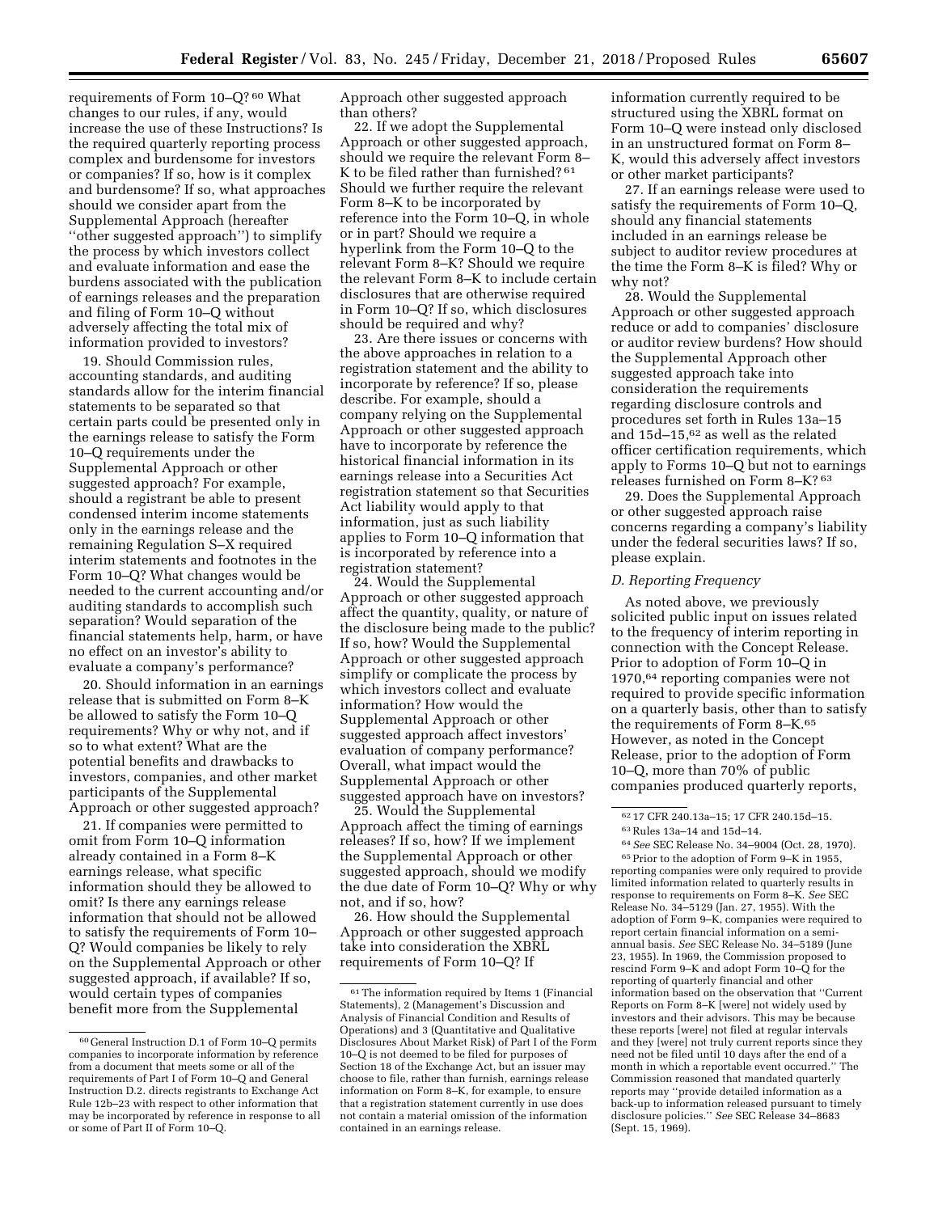requirements of Form 10–Q?[60] What changes to our rules, if any, would increase the use of these Instructions? Is the required quarterly reporting process complex and burdensome for investors or companies? If so, how is it complex and burdensome? If so, what approaches should we consider apart from the Supplemental Approach (hereafter ''other suggested approach'') to simplify the process by which investors collect and evaluate information and ease the burdens associated with the publication of earnings releases and the preparation and filing of Form 10–Q without adversely affecting the total mix of information provided to investors?

19. Should Commission rules, accounting standards, and auditing standards allow for the interim financial statements to be separated so that certain parts could be presented only in the earnings release to satisfy the Form 10–Q requirements under the Supplemental Approach or other suggested approach? For example, should a registrant be able to present condensed interim income statements only in the earnings release and the remaining Regulation S–X required interim statements and footnotes in the Form 10–Q? What changes would be needed to the current accounting and/or auditing standards to accomplish such separation? Would separation of the financial statements help, harm, or have no effect on an investor's ability to evaluate a company's performance?

20. Should information in an earnings release that is submitted on Form 8–K be allowed to satisfy the Form 10–Q requirements? Why or why not, and if so to what extent? What are the potential benefits and drawbacks to investors, companies, and other market participants of the Supplemental Approach or other suggested approach?

21. If companies were permitted to omit from Form 10–Q information already contained in a Form 8–K earnings release, what specific information should they be allowed to omit? Is there any earnings release information that should not be allowed to satisfy the requirements of Form 10–Q? Would companies be likely to rely on the Supplemental Approach or other suggested approach, if available? If so, would certain types of companies benefit more from the Supplemental Approach other suggested approach than others?

22. If we adopt the Supplemental Approach or other suggested approach, should we require the relevant Form 8–K to be filed rather than furnished?[61] Should we further require the relevant Form 8–K to be incorporated by reference into the Form 10–Q, in whole or in part? Should we require a hyperlink from the Form 10–Q to the relevant Form 8–K? Should we require the relevant Form 8–K to include certain disclosures that are otherwise required in Form 10–Q? If so, which disclosures should be required and why?

23. Are there issues or concerns with the above approaches in relation to a registration statement and the ability to incorporate by reference? If so, please describe. For example, should a company relying on the Supplemental Approach or other suggested approach have to incorporate by reference the historical financial information in its earnings release into a Securities Act registration statement so that Securities Act liability would apply to that information, just as such liability applies to Form 10–Q information that is incorporated by reference into a registration statement?

24. Would the Supplemental Approach or other suggested approach affect the quantity, quality, or nature of the disclosure being made to the public? If so, how? Would the Supplemental Approach or other suggested approach simplify or complicate the process by which investors collect and evaluate information? How would the Supplemental Approach or other suggested approach affect investors' evaluation of company performance? Overall, what impact would the Supplemental Approach or other suggested approach have on investors?

25. Would the Supplemental Approach affect the timing of earnings releases? If so, how? If we implement the Supplemental Approach or other suggested approach, should we modify the due date of Form 10–Q? Why or why not, and if so, how?

26. How should the Supplemental Approach or other suggested approach take into consideration the XBRL requirements of Form 10–Q? If information currently required to be structured using the XBRL format on Form 10–Q were instead only disclosed in an unstructured format on Form 8–K, would this adversely affect investors or other market participants?

27. If an earnings release were used to satisfy the requirements of Form 10–Q, should any financial statements included in an earnings release be subject to auditor review procedures at the time the Form 8–K is filed? Why or why not?

28. Would the Supplemental Approach or other suggested approach reduce or add to companies' disclosure or auditor review burdens? How should the Supplemental Approach other suggested approach take into consideration the requirements regarding disclosure controls and procedures set forth in Rules 13a–15 and 15d–15,[62] as well as the related officer certification requirements, which apply to Forms 10–Q but not to earnings releases furnished on Form 8–K?[63]

29. Does the Supplemental Approach or other suggested approach raise concerns regarding a company's liability under the federal securities laws? If so, please explain.

### *D. Reporting Frequency*

As noted above, we previously solicited public input on issues related to the frequency of interim reporting in connection with the Concept Release. Prior to adoption of Form 10–Q in 1970,[64] reporting companies were not required to provide specific information on a quarterly basis, other than to satisfy the requirements of Form 8–K.[65] However, as noted in the Concept Release, prior to the adoption of Form 10–Q, more than 70% of public companies produced quarterly reports,

---

[60] General Instruction D.1 of Form 10–Q permits companies to incorporate information by reference from a document that meets some or all of the requirements of Part I of Form 10–Q and General Instruction D.2. directs registrants to Exchange Act Rule 12b–23 with respect to other information that may be incorporated by reference in response to all or some of Part II of Form 10–Q.

[61] The information required by Items 1 (Financial Statements), 2 (Management's Discussion and Analysis of Financial Condition and Results of Operations) and 3 (Quantitative and Qualitative Disclosures About Market Risk) of Part I of the Form 10–Q is not deemed to be filed for purposes of Section 18 of the Exchange Act, but an issuer may choose to file, rather than furnish, earnings release information on Form 8–K, for example, to ensure that a registration statement currently in use does not contain a material omission of the information contained in an earnings release.

[62] 17 CFR 240.13a–15; 17 CFR 240.15d–15.

[63] Rules 13a–14 and 15d–14.

[64] *See* SEC Release No. 34–9004 (Oct. 28, 1970).

[65] Prior to the adoption of Form 9–K in 1955, reporting companies were only required to provide limited information related to quarterly results in response to requirements on Form 8–K. *See* SEC Release No. 34–5129 (Jan. 27, 1955). With the adoption of Form 9–K, companies were required to report certain financial information on a semi-annual basis. *See* SEC Release No. 34–5189 (June 23, 1955). In 1969, the Commission proposed to rescind Form 9–K and adopt Form 10–Q for the reporting of quarterly financial and other information based on the observation that ''Current Reports on Form 8–K [were] not widely used by investors and their advisors. This may be because these reports [were] not filed at regular intervals and they [were] not truly current reports since they need not be filed until 10 days after the end of a month in which a reportable event occurred.'' The Commission reasoned that mandated quarterly reports may ''provide detailed information as a back-up to information released pursuant to timely disclosure policies.'' *See* SEC Release 34–8683 (Sept. 15, 1969).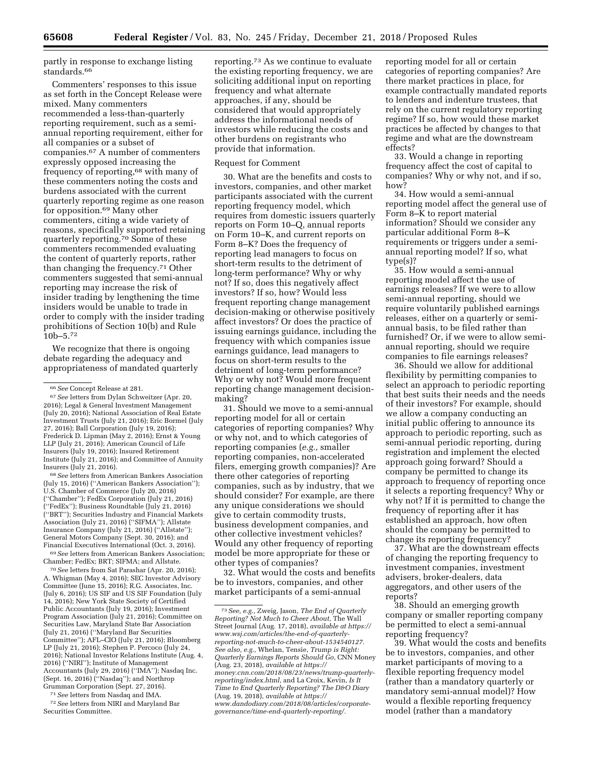partly in response to exchange listing standards.[66]

Commenters' responses to this issue as set forth in the Concept Release were mixed. Many commenters recommended a less-than-quarterly reporting requirement, such as a semi-annual reporting requirement, either for all companies or a subset of companies.[67] A number of commenters expressly opposed increasing the frequency of reporting,[68] with many of these commenters noting the costs and burdens associated with the current quarterly reporting regime as one reason for opposition.[69] Many other commenters, citing a wide variety of reasons, specifically supported retaining quarterly reporting.[70] Some of these commenters recommended evaluating the content of quarterly reports, rather than changing the frequency.[71] Other commenters suggested that semi-annual reporting may increase the risk of insider trading by lengthening the time insiders would be unable to trade in order to comply with the insider trading prohibitions of Section 10(b) and Rule 10b–5.[72]

We recognize that there is ongoing debate regarding the adequacy and appropriateness of mandated quarterly reporting.[73] As we continue to evaluate the existing reporting frequency, we are soliciting additional input on reporting frequency and what alternate approaches, if any, should be considered that would appropriately address the informational needs of investors while reducing the costs and other burdens on registrants who provide that information.

Request for Comment

30. What are the benefits and costs to investors, companies, and other market participants associated with the current reporting frequency model, which requires from domestic issuers quarterly reports on Form 10–Q, annual reports on Form 10–K, and current reports on Form 8–K? Does the frequency of reporting lead managers to focus on short-term results to the detriment of long-term performance? Why or why not? If so, does this negatively affect investors? If so, how? Would less frequent reporting change management decision-making or otherwise positively affect investors? Or does the practice of issuing earnings guidance, including the frequency with which companies issue earnings guidance, lead managers to focus on short-term results to the detriment of long-term performance? Why or why not? Would more frequent reporting change management decision-making?

31. Should we move to a semi-annual reporting model for all or certain categories of reporting companies? Why or why not, and to which categories of reporting companies (*e.g.,* smaller reporting companies, non-accelerated filers, emerging growth companies)? Are there other categories of reporting companies, such as by industry, that we should consider? For example, are there any unique considerations we should give to certain commodity trusts, business development companies, and other collective investment vehicles? Would any other frequency of reporting model be more appropriate for these or other types of companies?

32. What would the costs and benefits be to investors, companies, and other market participants of a semi-annual reporting model for all or certain categories of reporting companies? Are there market practices in place, for example contractually mandated reports to lenders and indenture trustees, that rely on the current regulatory reporting regime? If so, how would these market practices be affected by changes to that regime and what are the downstream effects?

33. Would a change in reporting frequency affect the cost of capital to companies? Why or why not, and if so, how?

34. How would a semi-annual reporting model affect the general use of Form 8–K to report material information? Should we consider any particular additional Form 8–K requirements or triggers under a semi-annual reporting model? If so, what type(s)?

35. How would a semi-annual reporting model affect the use of earnings releases? If we were to allow semi-annual reporting, should we require voluntarily published earnings releases, either on a quarterly or semi-annual basis, to be filed rather than furnished? Or, if we were to allow semi-annual reporting, should we require companies to file earnings releases?

36. Should we allow for additional flexibility by permitting companies to select an approach to periodic reporting that best suits their needs and the needs of their investors? For example, should we allow a company conducting an initial public offering to announce its approach to periodic reporting, such as semi-annual periodic reporting, during registration and implement the elected approach going forward? Should a company be permitted to change its approach to frequency of reporting once it selects a reporting frequency? Why or why not? If it is permitted to change the frequency of reporting after it has established an approach, how often should the company be permitted to change its reporting frequency?

37. What are the downstream effects of changing the reporting frequency to investment companies, investment advisers, broker-dealers, data aggregators, and other users of the reports?

38. Should an emerging growth company or smaller reporting company be permitted to elect a semi-annual reporting frequency?

39. What would the costs and benefits be to investors, companies, and other market participants of moving to a flexible reporting frequency model (rather than a mandatory quarterly or mandatory semi-annual model)? How would a flexible reporting frequency model (rather than a mandatory

---

[66] *See* Concept Release at 281.

[67] *See* letters from Dylan Schweitzer (Apr. 20, 2016); Legal & General Investment Management (July 20, 2016); National Association of Real Estate Investment Trusts (July 21, 2016); Eric Bormel (July 27, 2016); Ball Corporation (July 19, 2016); Frederick D. Lipman (May 2, 2016); Ernst & Young LLP (July 21, 2016); American Council of Life Insurers (July 19, 2016); Insured Retirement Institute (July 21, 2016); and Committee of Annuity Insurers (July 21, 2016).

[68] *See* letters from American Bankers Association (July 15, 2016) (''American Bankers Association''); U.S. Chamber of Commerce (July 20, 2016) (''Chamber''); FedEx Corporation (July 21, 2016) (''FedEx''); Business Roundtable (July 21, 2016) (''BRT''); Securities Industry and Financial Markets Association (July 21, 2016) (''SIFMA''); Allstate Insurance Company (July 21, 2016) (''Allstate''); General Motors Company (Sept. 30, 2016); and Financial Executives International (Oct. 3, 2016).

[69] *See* letters from American Bankers Association; Chamber; FedEx; BRT; SIFMA; and Allstate.

[70] *See* letters from Sat Parashar (Apr. 20, 2016); A. Whigman (May 4, 2016); SEC Investor Advisory Committee (June 15, 2016); R.G. Associates, Inc. (July 6, 2016); US SIF and US SIF Foundation (July 14, 2016); New York State Society of Certified Public Accountants (July 19, 2016); Investment Program Association (July 21, 2016); Committee on Securities Law, Maryland State Bar Association (July 21, 2016) (''Maryland Bar Securities Committee''); AFL–CIO (July 21, 2016); Bloomberg LP (July 21, 2016); Stephen P. Percoco (July 24, 2016); National Investor Relations Institute (Aug. 4, 2016) (''NIRI''); Institute of Management Accountants (July 29, 2016) (''IMA''); Nasdaq Inc. (Sept. 16, 2016) (''Nasdaq''); and Northrop Grumman Corporation (Sept. 27, 2016).

[71] *See* letters from Nasdaq and IMA.

[72] *See* letters from NIRI and Maryland Bar Securities Committee.

[73] *See, e.g.,* Zweig, Jason, *The End of Quarterly Reporting? Not Much to Cheer About,* The Wall Street Journal (Aug. 17, 2018), *available at https://www.wsj.com/articles/the-end-of-quarterly-reporting-not-much-to-cheer-about-1534540127. See also, e.g.,* Whelan, Tensie, *Trump is Right: Quarterly Earnings Reports Should Go,* CNN Money (Aug. 23, 2018), *available at https://money.cnn.com/2018/08/23/news/trump-quarterly-reporting/index.html,* and La Croix, Kevin, *Is It Time to End Quarterly Reporting? The D&O Diary* (Aug. 19, 2018), *available at https://www.dandodiary.com/2018/08/articles/corporate-governance/time-end-quarterly-reporting/.*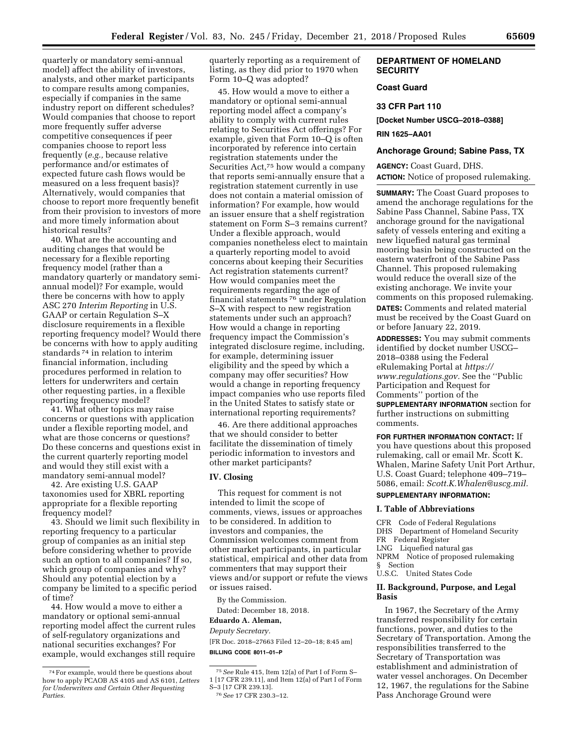quarterly or mandatory semi-annual model) affect the ability of investors, analysts, and other market participants to compare results among companies, especially if companies in the same industry report on different schedules? Would companies that choose to report more frequently suffer adverse competitive consequences if peer companies choose to report less frequently (*e.g.,* because relative performance and/or estimates of expected future cash flows would be measured on a less frequent basis)? Alternatively, would companies that choose to report more frequently benefit from their provision to investors of more and more timely information about historical results?

40. What are the accounting and auditing changes that would be necessary for a flexible reporting frequency model (rather than a mandatory quarterly or mandatory semi-annual model)? For example, would there be concerns with how to apply ASC 270 *Interim Reporting* in U.S. GAAP or certain Regulation S–X disclosure requirements in a flexible reporting frequency model? Would there be concerns with how to apply auditing standards [74] in relation to interim financial information, including procedures performed in relation to letters for underwriters and certain other requesting parties, in a flexible reporting frequency model?

41. What other topics may raise concerns or questions with application under a flexible reporting model, and what are those concerns or questions? Do these concerns and questions exist in the current quarterly reporting model and would they still exist with a mandatory semi-annual model?

42. Are existing U.S. GAAP taxonomies used for XBRL reporting appropriate for a flexible reporting frequency model?

43. Should we limit such flexibility in reporting frequency to a particular group of companies as an initial step before considering whether to provide such an option to all companies? If so, which group of companies and why? Should any potential election by a company be limited to a specific period of time?

44. How would a move to either a mandatory or optional semi-annual reporting model affect the current rules of self-regulatory organizations and national securities exchanges? For example, would exchanges still require quarterly reporting as a requirement of listing, as they did prior to 1970 when Form 10–Q was adopted?

45. How would a move to either a mandatory or optional semi-annual reporting model affect a company's ability to comply with current rules relating to Securities Act offerings? For example, given that Form 10–Q is often incorporated by reference into certain registration statements under the Securities Act,[75] how would a company that reports semi-annually ensure that a registration statement currently in use does not contain a material omission of information? For example, how would an issuer ensure that a shelf registration statement on Form S–3 remains current? Under a flexible approach, would companies nonetheless elect to maintain a quarterly reporting model to avoid concerns about keeping their Securities Act registration statements current? How would companies meet the requirements regarding the age of financial statements [76] under Regulation S–X with respect to new registration statements under such an approach? How would a change in reporting frequency impact the Commission's integrated disclosure regime, including, for example, determining issuer eligibility and the speed by which a company may offer securities? How would a change in reporting frequency impact companies who use reports filed in the United States to satisfy state or international reporting requirements?

46. Are there additional approaches that we should consider to better facilitate the dissemination of timely periodic information to investors and other market participants?

## IV. Closing

This request for comment is not intended to limit the scope of comments, views, issues or approaches to be considered. In addition to investors and companies, the Commission welcomes comment from other market participants, in particular statistical, empirical and other data from commenters that may support their views and/or support or refute the views or issues raised.

By the Commission.

Dated: December 18, 2018.

**Eduardo A. Aleman,**

*Deputy Secretary.*

[FR Doc. 2018–27663 Filed 12–20–18; 8:45 am]

**BILLING CODE 8011–01–P**

[74] For example, would there be questions about how to apply PCAOB AS 4105 and AS 6101, *Letters for Underwriters and Certain Other Requesting Parties.*

[75] *See* Rule 415, Item 12(a) of Part I of Form S–1 [17 CFR 239.11], and Item 12(a) of Part I of Form S–3 [17 CFR 239.13].

[76] *See* 17 CFR 230.3–12.

# DEPARTMENT OF HOMELAND SECURITY

## Coast Guard

## 33 CFR Part 110

**[Docket Number USCG–2018–0388]**

**RIN 1625–AA01**

## Anchorage Ground; Sabine Pass, TX

**AGENCY:** Coast Guard, DHS.

**ACTION:** Notice of proposed rulemaking.

**SUMMARY:** The Coast Guard proposes to amend the anchorage regulations for the Sabine Pass Channel, Sabine Pass, TX anchorage ground for the navigational safety of vessels entering and exiting a new liquefied natural gas terminal mooring basin being constructed on the eastern waterfront of the Sabine Pass Channel. This proposed rulemaking would reduce the overall size of the existing anchorage. We invite your comments on this proposed rulemaking.

**DATES:** Comments and related material must be received by the Coast Guard on or before January 22, 2019.

**ADDRESSES:** You may submit comments identified by docket number USCG–2018–0388 using the Federal eRulemaking Portal at *https://www.regulations.gov.* See the ''Public Participation and Request for Comments'' portion of the **SUPPLEMENTARY INFORMATION** section for further instructions on submitting comments.

**FOR FURTHER INFORMATION CONTACT:** If you have questions about this proposed rulemaking, call or email Mr. Scott K. Whalen, Marine Safety Unit Port Arthur, U.S. Coast Guard; telephone 409–719–5086, email: *Scott.K.Whalen@uscg.mil.*

**SUPPLEMENTARY INFORMATION:**

## I. Table of Abbreviations

CFR Code of Federal Regulations
DHS Department of Homeland Security
FR Federal Register
LNG Liquefied natural gas
NPRM Notice of proposed rulemaking
§ Section
U.S.C. United States Code

## II. Background, Purpose, and Legal Basis

In 1967, the Secretary of the Army transferred responsibility for certain functions, power, and duties to the Secretary of Transportation. Among the responsibilities transferred to the Secretary of Transportation was establishment and administration of water vessel anchorages. On December 12, 1967, the regulations for the Sabine Pass Anchorage Ground were